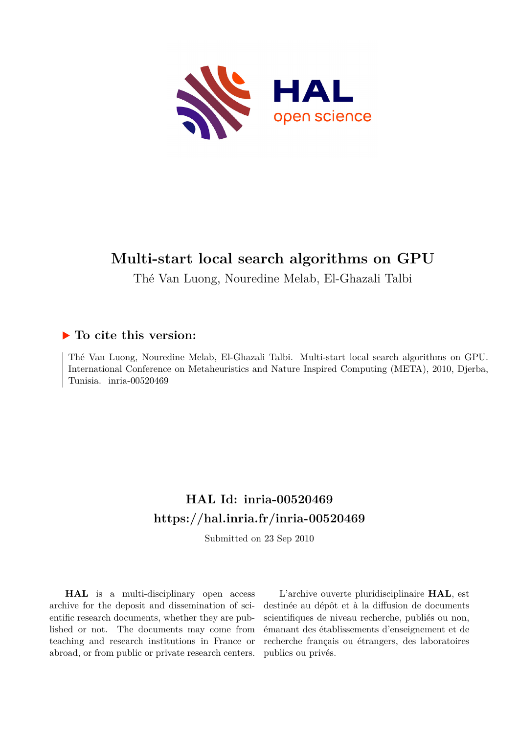# Multi-start local search algorithms on GPU

Thé Van Luong, Nouredine Melab, El-Ghazali Talbi

## ▶ To cite this version:

Thé Van Luong, Nouredine Melab, El-Ghazali Talbi. Multi-start local search algorithms on GPU. International Conference on Metaheuristics and Nature Inspired Computing (META), 2010, Djerba, Tunisia. inria-00520469

## HAL Id: inria-00520469

## https://hal.inria.fr/inria-00520469

Submitted on 23 Sep 2010

**HAL** is a multi-disciplinary open access archive for the deposit and dissemination of scientific research documents, whether they are published or not. The documents may come from teaching and research institutions in France or abroad, or from public or private research centers.

L'archive ouverte pluridisciplinaire **HAL**, est destinée au dépôt et à la diffusion de documents scientifiques de niveau recherche, publiés ou non, émanant des établissements d'enseignement et de recherche français ou étrangers, des laboratoires publics ou privés.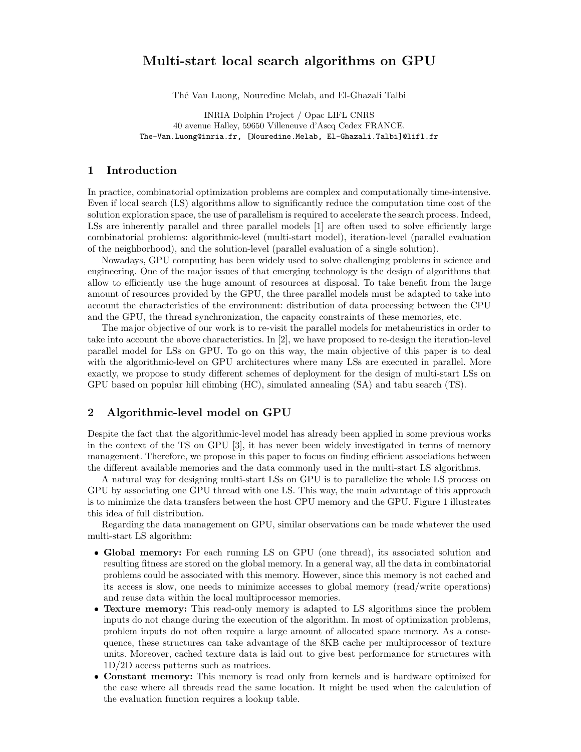# Multi-start local search algorithms on GPU

Thé Van Luong, Nouredine Melab, and El-Ghazali Talbi

INRIA Dolphin Project / Opac LIFL CNRS
40 avenue Halley, 59650 Villeneuve d'Ascq Cedex FRANCE.
The-Van.Luong@inria.fr, [Nouredine.Melab, El-Ghazali.Talbi]@lifl.fr

## 1 Introduction

In practice, combinatorial optimization problems are complex and computationally time-intensive. Even if local search (LS) algorithms allow to significantly reduce the computation time cost of the solution exploration space, the use of parallelism is required to accelerate the search process. Indeed, LSs are inherently parallel and three parallel models [1] are often used to solve efficiently large combinatorial problems: algorithmic-level (multi-start model), iteration-level (parallel evaluation of the neighborhood), and the solution-level (parallel evaluation of a single solution).

Nowadays, GPU computing has been widely used to solve challenging problems in science and engineering. One of the major issues of that emerging technology is the design of algorithms that allow to efficiently use the huge amount of resources at disposal. To take benefit from the large amount of resources provided by the GPU, the three parallel models must be adapted to take into account the characteristics of the environment: distribution of data processing between the CPU and the GPU, the thread synchronization, the capacity constraints of these memories, etc.

The major objective of our work is to re-visit the parallel models for metaheuristics in order to take into account the above characteristics. In [2], we have proposed to re-design the iteration-level parallel model for LSs on GPU. To go on this way, the main objective of this paper is to deal with the algorithmic-level on GPU architectures where many LSs are executed in parallel. More exactly, we propose to study different schemes of deployment for the design of multi-start LSs on GPU based on popular hill climbing (HC), simulated annealing (SA) and tabu search (TS).

## 2 Algorithmic-level model on GPU

Despite the fact that the algorithmic-level model has already been applied in some previous works in the context of the TS on GPU [3], it has never been widely investigated in terms of memory management. Therefore, we propose in this paper to focus on finding efficient associations between the different available memories and the data commonly used in the multi-start LS algorithms.

A natural way for designing multi-start LSs on GPU is to parallelize the whole LS process on GPU by associating one GPU thread with one LS. This way, the main advantage of this approach is to minimize the data transfers between the host CPU memory and the GPU. Figure 1 illustrates this idea of full distribution.

Regarding the data management on GPU, similar observations can be made whatever the used multi-start LS algorithm:

- **Global memory:** For each running LS on GPU (one thread), its associated solution and resulting fitness are stored on the global memory. In a general way, all the data in combinatorial problems could be associated with this memory. However, since this memory is not cached and its access is slow, one needs to minimize accesses to global memory (read/write operations) and reuse data within the local multiprocessor memories.
- **Texture memory:** This read-only memory is adapted to LS algorithms since the problem inputs do not change during the execution of the algorithm. In most of optimization problems, problem inputs do not often require a large amount of allocated space memory. As a consequence, these structures can take advantage of the 8KB cache per multiprocessor of texture units. Moreover, cached texture data is laid out to give best performance for structures with 1D/2D access patterns such as matrices.
- **Constant memory:** This memory is read only from kernels and is hardware optimized for the case where all threads read the same location. It might be used when the calculation of the evaluation function requires a lookup table.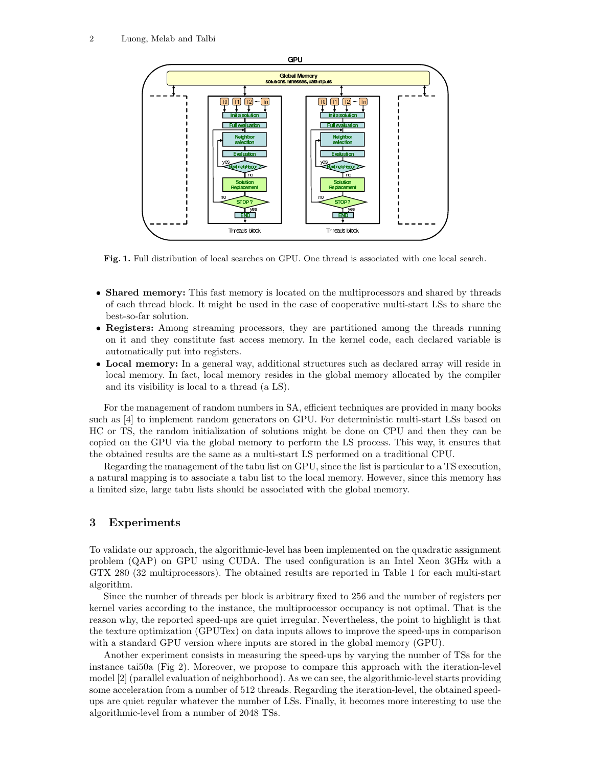**Fig. 1.** Full distribution of local searches on GPU. One thread is associated with one local search.

- **Shared memory:** This fast memory is located on the multiprocessors and shared by threads of each thread block. It might be used in the case of cooperative multi-start LSs to share the best-so-far solution.
- **Registers:** Among streaming processors, they are partitioned among the threads running on it and they constitute fast access memory. In the kernel code, each declared variable is automatically put into registers.
- **Local memory:** In a general way, additional structures such as declared array will reside in local memory. In fact, local memory resides in the global memory allocated by the compiler and its visibility is local to a thread (a LS).

For the management of random numbers in SA, efficient techniques are provided in many books such as [4] to implement random generators on GPU. For deterministic multi-start LSs based on HC or TS, the random initialization of solutions might be done on CPU and then they can be copied on the GPU via the global memory to perform the LS process. This way, it ensures that the obtained results are the same as a multi-start LS performed on a traditional CPU.

Regarding the management of the tabu list on GPU, since the list is particular to a TS execution, a natural mapping is to associate a tabu list to the local memory. However, since this memory has a limited size, large tabu lists should be associated with the global memory.

## 3 Experiments

To validate our approach, the algorithmic-level has been implemented on the quadratic assignment problem (QAP) on GPU using CUDA. The used configuration is an Intel Xeon 3GHz with a GTX 280 (32 multiprocessors). The obtained results are reported in Table 1 for each multi-start algorithm.

Since the number of threads per block is arbitrary fixed to 256 and the number of registers per kernel varies according to the instance, the multiprocessor occupancy is not optimal. That is the reason why, the reported speed-ups are quiet irregular. Nevertheless, the point to highlight is that the texture optimization (GPUTex) on data inputs allows to improve the speed-ups in comparison with a standard GPU version where inputs are stored in the global memory (GPU).

Another experiment consists in measuring the speed-ups by varying the number of TSs for the instance tai50a (Fig 2). Moreover, we propose to compare this approach with the iteration-level model [2] (parallel evaluation of neighborhood). As we can see, the algorithmic-level starts providing some acceleration from a number of 512 threads. Regarding the iteration-level, the obtained speed-ups are quiet regular whatever the number of LSs. Finally, it becomes more interesting to use the algorithmic-level from a number of 2048 TSs.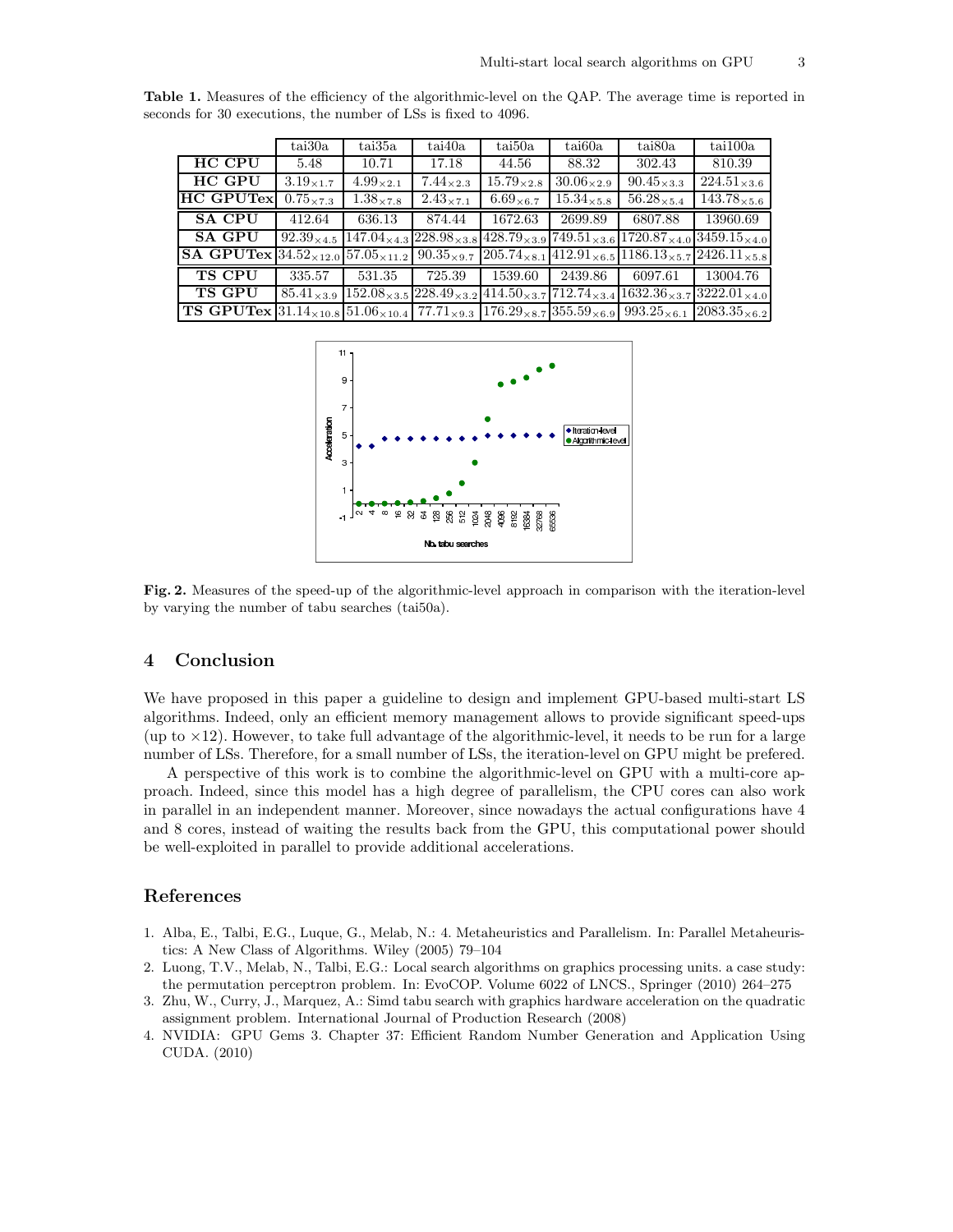**Table 1.** Measures of the efficiency of the algorithmic-level on the QAP. The average time is reported in seconds for 30 executions, the number of LSs is fixed to 4096.

| | tai30a | tai35a | tai40a | tai50a | tai60a | tai80a | tai100a |
|---|---|---|---|---|---|---|---|
| **HC CPU** | 5.48 | 10.71 | 17.18 | 44.56 | 88.32 | 302.43 | 810.39 |
| **HC GPU** | $3.19_{\times 1.7}$ | $4.99_{\times 2.1}$ | $7.44_{\times 2.3}$ | $15.79_{\times 2.8}$ | $30.06_{\times 2.9}$ | $90.45_{\times 3.3}$ | $224.51_{\times 3.6}$ |
| **HC GPUTex** | $0.75_{\times 7.3}$ | $1.38_{\times 7.8}$ | $2.43_{\times 7.1}$ | $6.69_{\times 6.7}$ | $15.34_{\times 5.8}$ | $56.28_{\times 5.4}$ | $143.78_{\times 5.6}$ |
| **SA CPU** | 412.64 | 636.13 | 874.44 | 1672.63 | 2699.89 | 6807.88 | 13960.69 |
| **SA GPU** | $92.39_{\times 4.5}$ | $147.04_{\times 4.3}$ | $228.98_{\times 3.8}$ | $428.79_{\times 3.9}$ | $749.51_{\times 3.6}$ | $1720.87_{\times 4.0}$ | $3459.15_{\times 4.0}$ |
| **SA GPUTex** | $34.52_{\times 12.0}$ | $57.05_{\times 11.2}$ | $90.35_{\times 9.7}$ | $205.74_{\times 8.1}$ | $412.91_{\times 6.5}$ | $1186.13_{\times 5.7}$ | $2426.11_{\times 5.8}$ |
| **TS CPU** | 335.57 | 531.35 | 725.39 | 1539.60 | 2439.86 | 6097.61 | 13004.76 |
| **TS GPU** | $85.41_{\times 3.9}$ | $152.08_{\times 3.5}$ | $228.49_{\times 3.2}$ | $414.50_{\times 3.7}$ | $712.74_{\times 3.4}$ | $1632.36_{\times 3.7}$ | $3222.01_{\times 4.0}$ |
| **TS GPUTex** | $31.14_{\times 10.8}$ | $51.06_{\times 10.4}$ | $77.71_{\times 9.3}$ | $176.29_{\times 8.7}$ | $355.59_{\times 6.9}$ | $993.25_{\times 6.1}$ | $2083.35_{\times 6.2}$ |

Acceleration
11
9
7
5
3
1
-1
2 4 8 16 32 64 128 256 512 1024 2048 4096 8192 16384 32768 65536
Nb. tabu searches
Iteration-level
Algorithmic-level

**Fig. 2.** Measures of the speed-up of the algorithmic-level approach in comparison with the iteration-level by varying the number of tabu searches (tai50a).

## 4 Conclusion

We have proposed in this paper a guideline to design and implement GPU-based multi-start LS algorithms. Indeed, only an efficient memory management allows to provide significant speed-ups (up to $\times 12$). However, to take full advantage of the algorithmic-level, it needs to be run for a large number of LSs. Therefore, for a small number of LSs, the iteration-level on GPU might be prefered.

A perspective of this work is to combine the algorithmic-level on GPU with a multi-core approach. Indeed, since this model has a high degree of parallelism, the CPU cores can also work in parallel in an independent manner. Moreover, since nowadays the actual configurations have 4 and 8 cores, instead of waiting the results back from the GPU, this computational power should be well-exploited in parallel to provide additional accelerations.

## References

1. Alba, E., Talbi, E.G., Luque, G., Melab, N.: 4. Metaheuristics and Parallelism. In: Parallel Metaheuristics: A New Class of Algorithms. Wiley (2005) 79–104
2. Luong, T.V., Melab, N., Talbi, E.G.: Local search algorithms on graphics processing units. a case study: the permutation perceptron problem. In: EvoCOP. Volume 6022 of LNCS., Springer (2010) 264–275
3. Zhu, W., Curry, J., Marquez, A.: Simd tabu search with graphics hardware acceleration on the quadratic assignment problem. International Journal of Production Research (2008)
4. NVIDIA: GPU Gems 3. Chapter 37: Efficient Random Number Generation and Application Using CUDA. (2010)